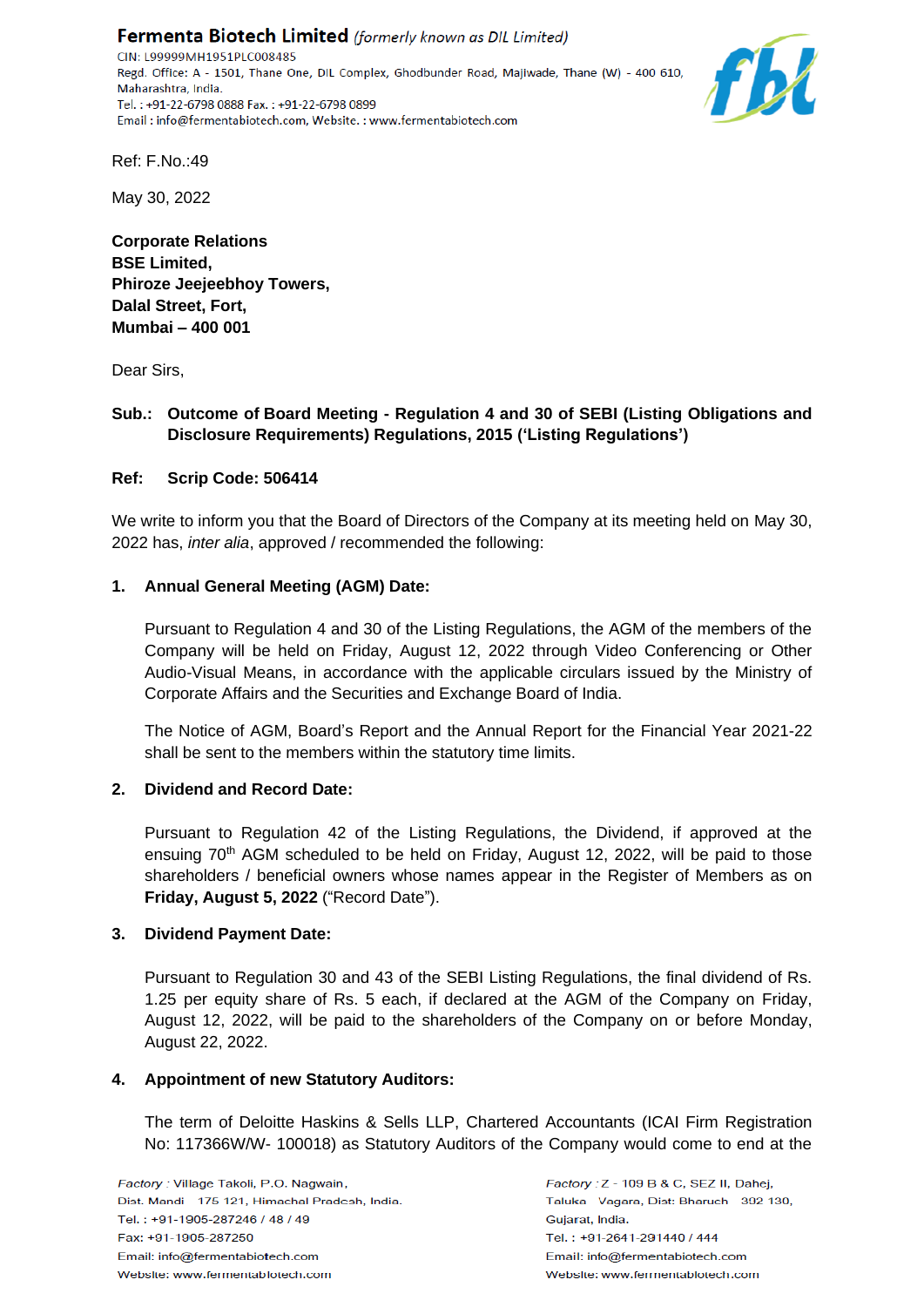**Fermenta Biotech Limited** *(formerly known as DIL Limited)*
CIN: L99999MH1951PLC008485
Regd. Office: A - 1501, Thane One, DIL Complex, Ghodbunder Road, Majiwade, Thane (W) - 400 610, Maharashtra, India.
Tel. : +91-22-6798 0888 Fax. : +91-22-6798 0899
Email : info@fermentabiotech.com, Website. : www.fermentabiotech.com

Ref: F.No.:49

May 30, 2022

**Corporate Relations**
**BSE Limited,**
**Phiroze Jeejeebhoy Towers,**
**Dalal Street, Fort,**
**Mumbai – 400 001**

Dear Sirs,

**Sub.: Outcome of Board Meeting - Regulation 4 and 30 of SEBI (Listing Obligations and Disclosure Requirements) Regulations, 2015 ('Listing Regulations')**

**Ref: Scrip Code: 506414**

We write to inform you that the Board of Directors of the Company at its meeting held on May 30, 2022 has, *inter alia*, approved / recommended the following:

**1. Annual General Meeting (AGM) Date:**

Pursuant to Regulation 4 and 30 of the Listing Regulations, the AGM of the members of the Company will be held on Friday, August 12, 2022 through Video Conferencing or Other Audio-Visual Means, in accordance with the applicable circulars issued by the Ministry of Corporate Affairs and the Securities and Exchange Board of India.

The Notice of AGM, Board's Report and the Annual Report for the Financial Year 2021-22 shall be sent to the members within the statutory time limits.

**2. Dividend and Record Date:**

Pursuant to Regulation 42 of the Listing Regulations, the Dividend, if approved at the ensuing 70th AGM scheduled to be held on Friday, August 12, 2022, will be paid to those shareholders / beneficial owners whose names appear in the Register of Members as on **Friday, August 5, 2022** ("Record Date").

**3. Dividend Payment Date:**

Pursuant to Regulation 30 and 43 of the SEBI Listing Regulations, the final dividend of Rs. 1.25 per equity share of Rs. 5 each, if declared at the AGM of the Company on Friday, August 12, 2022, will be paid to the shareholders of the Company on or before Monday, August 22, 2022.

**4. Appointment of new Statutory Auditors:**

The term of Deloitte Haskins & Sells LLP, Chartered Accountants (ICAI Firm Registration No: 117366W/W- 100018) as Statutory Auditors of the Company would come to end at the

*Factory* : Village Takoli, P.O. Nagwain, Dist. Mandi 175 121, Himachal Pradesh, India.
Tel. : +91-1905-287246 / 48 / 49
Fax: +91-1905-287250
Email: info@fermentabiotech.com
Website: www.fermentabiotech.com

*Factory* : Z - 109 B & C, SEZ II, Dahej, Taluka Vagara, Dist: Bharuch 392 130, Gujarat, India.
Tel. : +91-2641-291440 / 444
Email: info@fermentabiotech.com
Website: www.fermentabiotech.com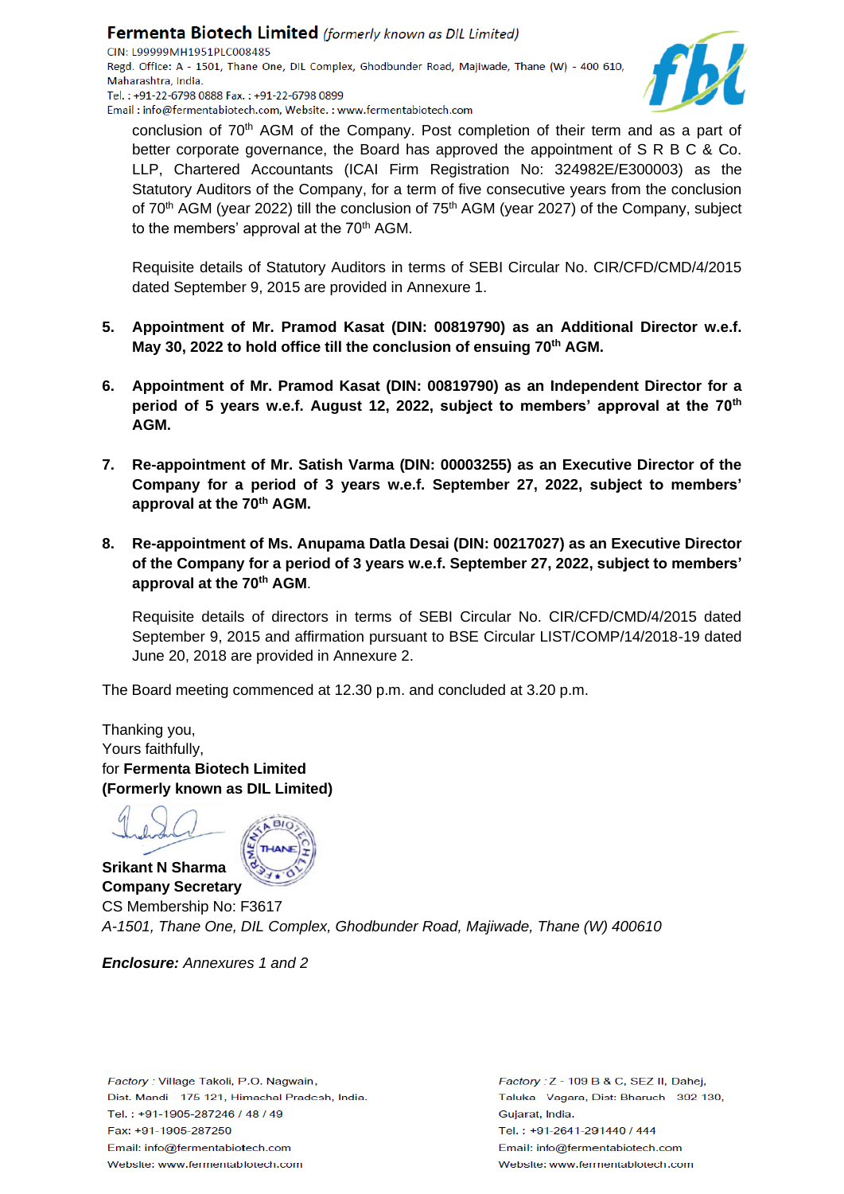conclusion of 70th AGM of the Company. Post completion of their term and as a part of better corporate governance, the Board has approved the appointment of S R B C & Co. LLP, Chartered Accountants (ICAI Firm Registration No: 324982E/E300003) as the Statutory Auditors of the Company, for a term of five consecutive years from the conclusion of 70th AGM (year 2022) till the conclusion of 75th AGM (year 2027) of the Company, subject to the members' approval at the 70th AGM.

Requisite details of Statutory Auditors in terms of SEBI Circular No. CIR/CFD/CMD/4/2015 dated September 9, 2015 are provided in Annexure 1.

5. **Appointment of Mr. Pramod Kasat (DIN: 00819790) as an Additional Director w.e.f. May 30, 2022 to hold office till the conclusion of ensuing 70th AGM.**

6. **Appointment of Mr. Pramod Kasat (DIN: 00819790) as an Independent Director for a period of 5 years w.e.f. August 12, 2022, subject to members' approval at the 70th AGM.**

7. **Re-appointment of Mr. Satish Varma (DIN: 00003255) as an Executive Director of the Company for a period of 3 years w.e.f. September 27, 2022, subject to members' approval at the 70th AGM.**

8. **Re-appointment of Ms. Anupama Datla Desai (DIN: 00217027) as an Executive Director of the Company for a period of 3 years w.e.f. September 27, 2022, subject to members' approval at the 70th AGM**.

   Requisite details of directors in terms of SEBI Circular No. CIR/CFD/CMD/4/2015 dated September 9, 2015 and affirmation pursuant to BSE Circular LIST/COMP/14/2018-19 dated June 20, 2018 are provided in Annexure 2.

The Board meeting commenced at 12.30 p.m. and concluded at 3.20 p.m.

Thanking you,
Yours faithfully,
for **Fermenta Biotech Limited**
**(Formerly known as DIL Limited)**

**Srikant N Sharma**
**Company Secretary**
CS Membership No: F3617
*A-1501, Thane One, DIL Complex, Ghodbunder Road, Majiwade, Thane (W) 400610*

***Enclosure:*** *Annexures 1 and 2*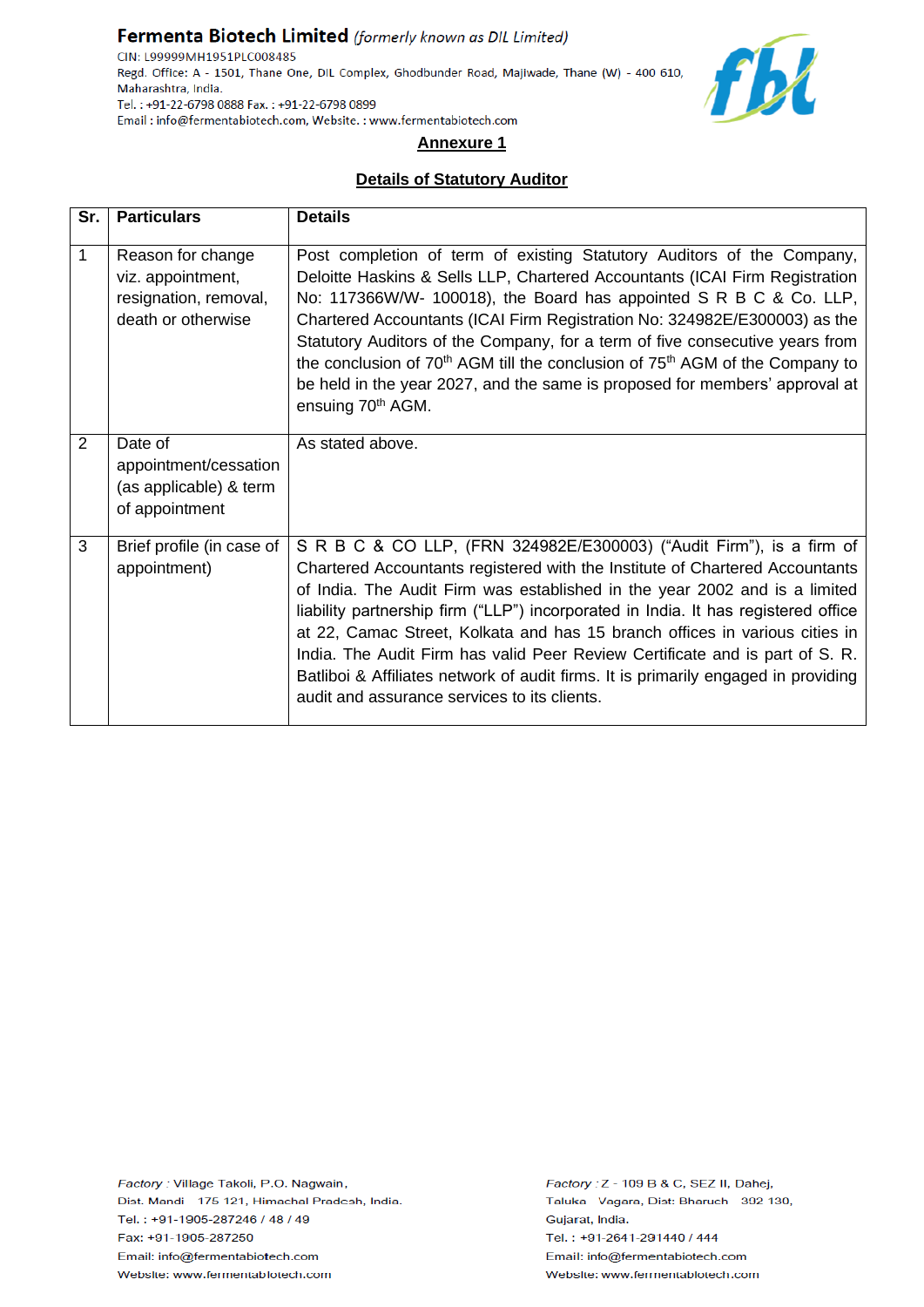**Fermenta Biotech Limited** *(formerly known as DIL Limited)*
CIN: L99999MH1951PLC008485
Regd. Office: A - 1501, Thane One, DIL Complex, Ghodbunder Road, Majiwade, Thane (W) - 400 610, Maharashtra, India.
Tel. : +91-22-6798 0888 Fax. : +91-22-6798 0899
Email : info@fermentabiotech.com, Website. : www.fermentabiotech.com

## Annexure 1

## Details of Statutory Auditor

| Sr. | Particulars | Details |
|---|---|---|
| 1 | Reason for change viz. appointment, resignation, removal, death or otherwise | Post completion of term of existing Statutory Auditors of the Company, Deloitte Haskins & Sells LLP, Chartered Accountants (ICAI Firm Registration No: 117366W/W- 100018), the Board has appointed S R B C & Co. LLP, Chartered Accountants (ICAI Firm Registration No: 324982E/E300003) as the Statutory Auditors of the Company, for a term of five consecutive years from the conclusion of 70th AGM till the conclusion of 75th AGM of the Company to be held in the year 2027, and the same is proposed for members' approval at ensuing 70th AGM. |
| 2 | Date of appointment/cessation (as applicable) & term of appointment | As stated above. |
| 3 | Brief profile (in case of appointment) | S R B C & CO LLP, (FRN 324982E/E300003) ("Audit Firm"), is a firm of Chartered Accountants registered with the Institute of Chartered Accountants of India. The Audit Firm was established in the year 2002 and is a limited liability partnership firm ("LLP") incorporated in India. It has registered office at 22, Camac Street, Kolkata and has 15 branch offices in various cities in India. The Audit Firm has valid Peer Review Certificate and is part of S. R. Batliboi & Affiliates network of audit firms. It is primarily engaged in providing audit and assurance services to its clients. |

*Factory* : Village Takoli, P.O. Nagwain,
Dist. Mandi 175 121, Himachal Pradesh, India.
Tel. : +91-1905-287246 / 48 / 49
Fax: +91-1905-287250
Email: info@fermentabiotech.com
Website: www.fermentabiotech.com

*Factory* : Z - 109 B & C, SEZ II, Dahej,
Taluka Vagara, Dist: Bharuch 392 130,
Gujarat, India.
Tel. : +91-2641-291440 / 444
Email: info@fermentabiotech.com
Website: www.fermentabiotech.com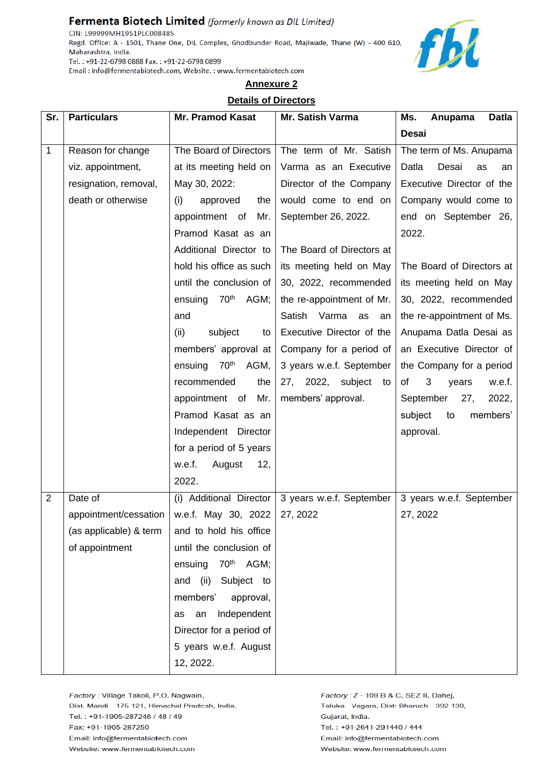**Fermenta Biotech Limited** *(formerly known as DIL Limited)*
CIN: L99999MH1951PLC008485
Regd. Office: A - 1501, Thane One, DIL Complex, Ghodbunder Road, Majiwade, Thane (W) - 400 610, Maharashtra, India.
Tel. : +91-22-6798 0888 Fax. : +91-22-6798 0899
Email : info@fermentabiotech.com, Website. : www.fermentabiotech.com

## Annexure 2

## Details of Directors

| Sr. | Particulars | Mr. Pramod Kasat | Mr. Satish Varma | Ms. Anupama Datla Desai |
|---|---|---|---|---|
| 1 | Reason for change viz. appointment, resignation, removal, death or otherwise | The Board of Directors at its meeting held on May 30, 2022: (i) approved the appointment of Mr. Pramod Kasat as an Additional Director to hold his office as such until the conclusion of ensuing 70th AGM; and (ii) subject to members' approval at ensuing 70th AGM, recommended the appointment of Mr. Pramod Kasat as an Independent Director for a period of 5 years w.e.f. August 12, 2022. | The term of Mr. Satish Varma as an Executive Director of the Company would come to end on September 26, 2022. The Board of Directors at its meeting held on May 30, 2022, recommended the re-appointment of Mr. Satish Varma as an Executive Director of the Company for a period of 3 years w.e.f. September 27, 2022, subject to members' approval. | The term of Ms. Anupama Datla Desai as an Executive Director of the Company would come to end on September 26, 2022. The Board of Directors at its meeting held on May 30, 2022, recommended the re-appointment of Ms. Anupama Datla Desai as an Executive Director of the Company for a period of 3 years w.e.f. September 27, 2022, subject to members' approval. |
| 2 | Date of appointment/cessation (as applicable) & term of appointment | (i) Additional Director w.e.f. May 30, 2022 and to hold his office until the conclusion of ensuing 70th AGM; and (ii) Subject to members' approval, as an Independent Director for a period of 5 years w.e.f. August 12, 2022. | 3 years w.e.f. September 27, 2022 | 3 years w.e.f. September 27, 2022 |

*Factory* : Village Takoli, P.O. Nagwain, Dist. Mandi 175 121, Himachal Pradesh, India.
Tel. : +91-1905-287246 / 48 / 49
Fax: +91-1905-287250
Email: info@fermentabiotech.com
Website: www.fermentabiotech.com

*Factory* : Z - 109 B & C, SEZ II, Dahej, Taluka Vagara, Dist: Bharuch 392 130, Gujarat, India.
Tel. : +91-2641-291440 / 444
Email: info@fermentabiotech.com
Website: www.fermentabiotech.com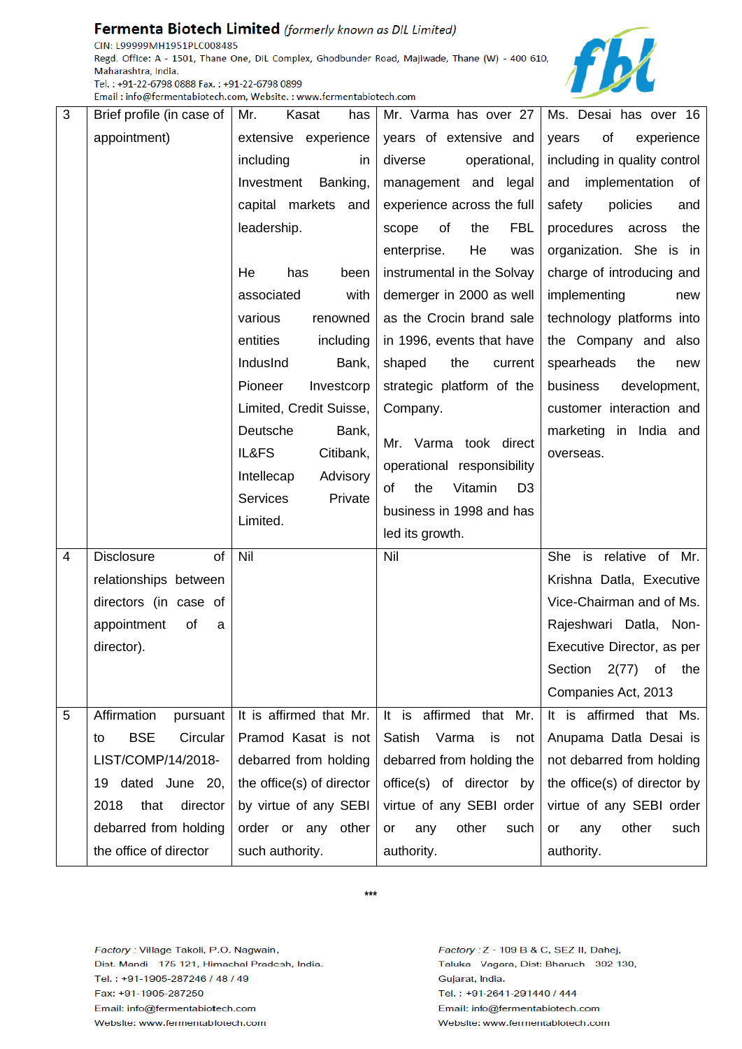| | | | | |
|---|---|---|---|---|
| 3 | Brief profile (in case of appointment) | Mr. Kasat has extensive experience including in Investment Banking, capital markets and leadership.<br><br>He has been associated with various renowned entities including IndusInd Bank, Pioneer Investcorp Limited, Credit Suisse, Deutsche Bank, IL&FS Citibank, Intellecap Advisory Services Private Limited. | Mr. Varma has over 27 years of extensive and diverse operational, management and legal experience across the full scope of the FBL enterprise. He was instrumental in the Solvay demerger in 2000 as well as the Crocin brand sale in 1996, events that have shaped the current strategic platform of the Company.<br><br>Mr. Varma took direct operational responsibility of the Vitamin D3 business in 1998 and has led its growth. | Ms. Desai has over 16 years of experience including in quality control and implementation of safety policies and procedures across the organization. She is in charge of introducing and implementing new technology platforms into the Company and also spearheads the new business development, customer interaction and marketing in India and overseas. |
| 4 | Disclosure of relationships between directors (in case of appointment of a director). | Nil | Nil | She is relative of Mr. Krishna Datla, Executive Vice-Chairman and of Ms. Rajeshwari Datla, Non-Executive Director, as per Section 2(77) of the Companies Act, 2013 |
| 5 | Affirmation pursuant to BSE Circular LIST/COMP/14/2018-19 dated June 20, 2018 that director debarred from holding the office of director | It is affirmed that Mr. Pramod Kasat is not debarred from holding the office(s) of director by virtue of any SEBI order or any other such authority. | It is affirmed that Mr. Satish Varma is not debarred from holding the office(s) of director by virtue of any SEBI order or any other such authority. | It is affirmed that Ms. Anupama Datla Desai is not debarred from holding the office(s) of director by virtue of any SEBI order or any other such authority. |

***